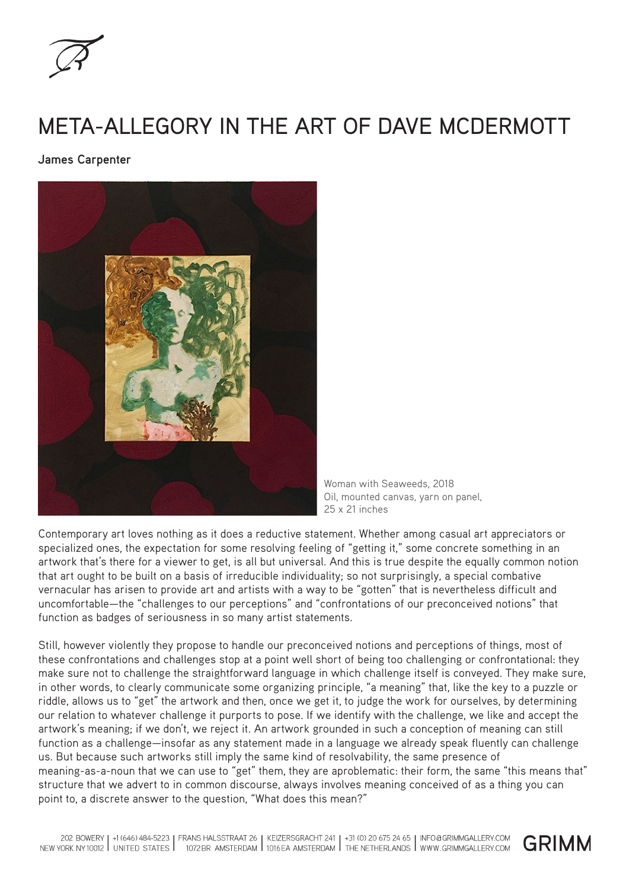# META-ALLEGORY IN THE ART OF DAVE MCDERMOTT

**James Carpenter**

Woman with Seaweeds, 2018
Oil, mounted canvas, yarn on panel,
25 x 21 inches

Contemporary art loves nothing as it does a reductive statement. Whether among casual art appreciators or specialized ones, the expectation for some resolving feeling of "getting it," some concrete something in an artwork that's there for a viewer to get, is all but universal. And this is true despite the equally common notion that art ought to be built on a basis of irreducible individuality; so not surprisingly, a special combative vernacular has arisen to provide art and artists with a way to be "gotten" that is nevertheless difficult and uncomfortable—the "challenges to our perceptions" and "confrontations of our preconceived notions" that function as badges of seriousness in so many artist statements.

Still, however violently they propose to handle our preconceived notions and perceptions of things, most of these confrontations and challenges stop at a point well short of being too challenging or confrontational: they make sure not to challenge the straightforward language in which challenge itself is conveyed. They make sure, in other words, to clearly communicate some organizing principle, "a meaning" that, like the key to a puzzle or riddle, allows us to "get" the artwork and then, once we get it, to judge the work for ourselves, by determining our relation to whatever challenge it purports to pose. If we identify with the challenge, we like and accept the artwork's meaning; if we don't, we reject it. An artwork grounded in such a conception of meaning can still function as a challenge—insofar as any statement made in a language we already speak fluently can challenge us. But because such artworks still imply the same kind of resolvability, the same presence of meaning-as-a-noun that we can use to "get" them, they are aproblematic: their form, the same "this means that" structure that we advert to in common discourse, always involves meaning conceived of as a thing you can point to, a discrete answer to the question, "What does this mean?"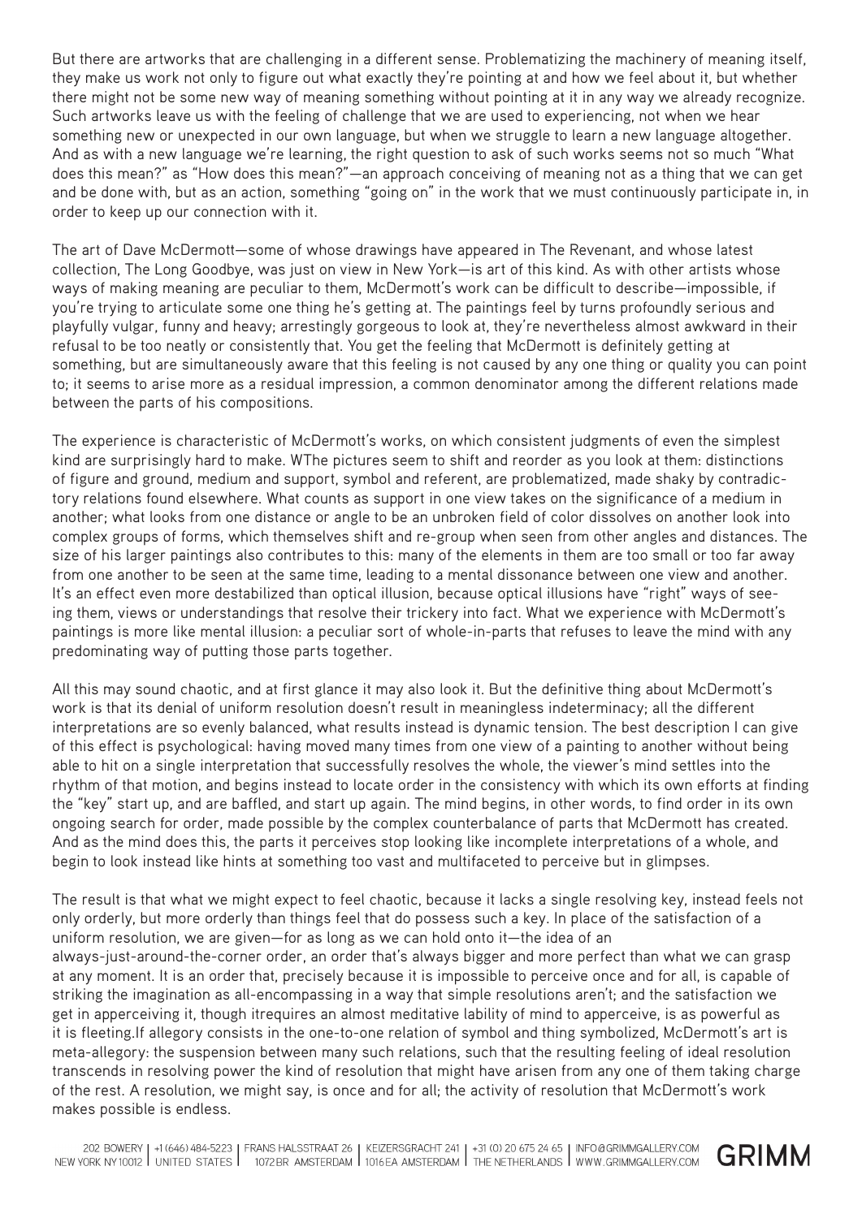But there are artworks that are challenging in a different sense. Problematizing the machinery of meaning itself, they make us work not only to figure out what exactly they're pointing at and how we feel about it, but whether there might not be some new way of meaning something without pointing at it in any way we already recognize. Such artworks leave us with the feeling of challenge that we are used to experiencing, not when we hear something new or unexpected in our own language, but when we struggle to learn a new language altogether. And as with a new language we're learning, the right question to ask of such works seems not so much "What does this mean?" as "How does this mean?"—an approach conceiving of meaning not as a thing that we can get and be done with, but as an action, something "going on" in the work that we must continuously participate in, in order to keep up our connection with it.

The art of Dave McDermott—some of whose drawings have appeared in The Revenant, and whose latest collection, The Long Goodbye, was just on view in New York—is art of this kind. As with other artists whose ways of making meaning are peculiar to them, McDermott's work can be difficult to describe—impossible, if you're trying to articulate some one thing he's getting at. The paintings feel by turns profoundly serious and playfully vulgar, funny and heavy; arrestingly gorgeous to look at, they're nevertheless almost awkward in their refusal to be too neatly or consistently that. You get the feeling that McDermott is definitely getting at something, but are simultaneously aware that this feeling is not caused by any one thing or quality you can point to; it seems to arise more as a residual impression, a common denominator among the different relations made between the parts of his compositions.

The experience is characteristic of McDermott's works, on which consistent judgments of even the simplest kind are surprisingly hard to make. WThe pictures seem to shift and reorder as you look at them: distinctions of figure and ground, medium and support, symbol and referent, are problematized, made shaky by contradictory relations found elsewhere. What counts as support in one view takes on the significance of a medium in another; what looks from one distance or angle to be an unbroken field of color dissolves on another look into complex groups of forms, which themselves shift and re-group when seen from other angles and distances. The size of his larger paintings also contributes to this: many of the elements in them are too small or too far away from one another to be seen at the same time, leading to a mental dissonance between one view and another. It's an effect even more destabilized than optical illusion, because optical illusions have "right" ways of seeing them, views or understandings that resolve their trickery into fact. What we experience with McDermott's paintings is more like mental illusion: a peculiar sort of whole-in-parts that refuses to leave the mind with any predominating way of putting those parts together.

All this may sound chaotic, and at first glance it may also look it. But the definitive thing about McDermott's work is that its denial of uniform resolution doesn't result in meaningless indeterminacy; all the different interpretations are so evenly balanced, what results instead is dynamic tension. The best description I can give of this effect is psychological: having moved many times from one view of a painting to another without being able to hit on a single interpretation that successfully resolves the whole, the viewer's mind settles into the rhythm of that motion, and begins instead to locate order in the consistency with which its own efforts at finding the "key" start up, and are baffled, and start up again. The mind begins, in other words, to find order in its own ongoing search for order, made possible by the complex counterbalance of parts that McDermott has created. And as the mind does this, the parts it perceives stop looking like incomplete interpretations of a whole, and begin to look instead like hints at something too vast and multifaceted to perceive but in glimpses.

The result is that what we might expect to feel chaotic, because it lacks a single resolving key, instead feels not only orderly, but more orderly than things feel that do possess such a key. In place of the satisfaction of a uniform resolution, we are given—for as long as we can hold onto it—the idea of an always-just-around-the-corner order, an order that's always bigger and more perfect than what we can grasp at any moment. It is an order that, precisely because it is impossible to perceive once and for all, is capable of striking the imagination as all-encompassing in a way that simple resolutions aren't; and the satisfaction we get in apperceiving it, though itrequires an almost meditative lability of mind to apperceive, is as powerful as it is fleeting.If allegory consists in the one-to-one relation of symbol and thing symbolized, McDermott's art is meta-allegory: the suspension between many such relations, such that the resulting feeling of ideal resolution transcends in resolving power the kind of resolution that might have arisen from any one of them taking charge of the rest. A resolution, we might say, is once and for all; the activity of resolution that McDermott's work makes possible is endless.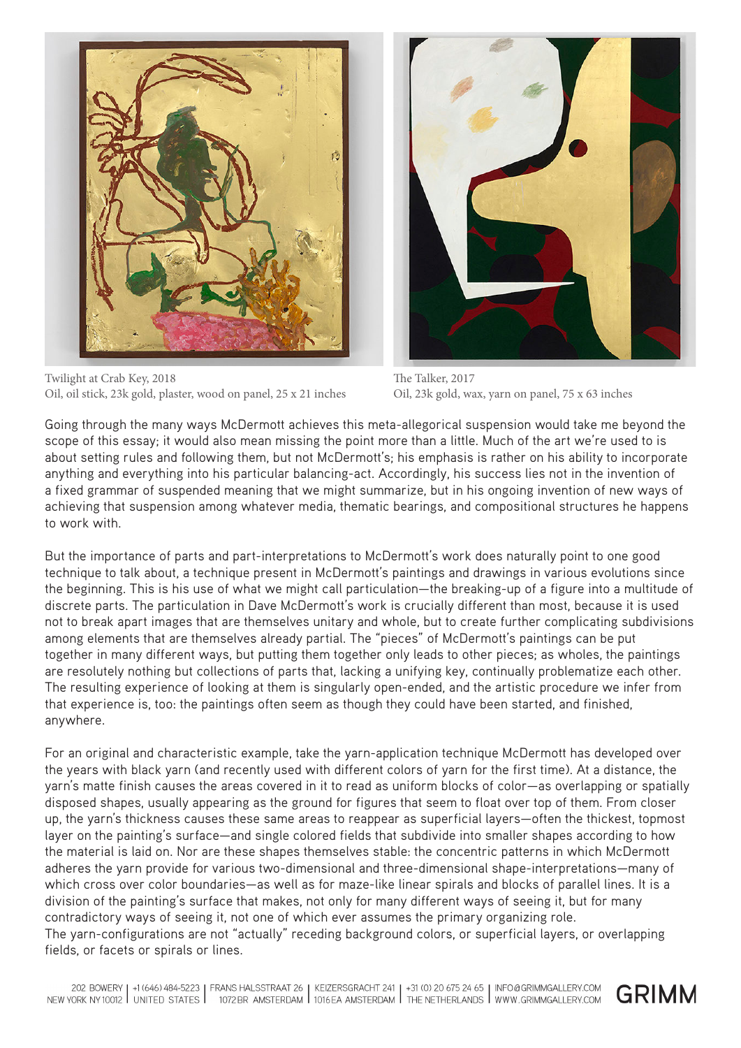Twilight at Crab Key, 2018
Oil, oil stick, 23k gold, plaster, wood on panel, 25 x 21 inches

The Talker, 2017
Oil, 23k gold, wax, yarn on panel, 75 x 63 inches

Going through the many ways McDermott achieves this meta-allegorical suspension would take me beyond the scope of this essay; it would also mean missing the point more than a little. Much of the art we're used to is about setting rules and following them, but not McDermott's; his emphasis is rather on his ability to incorporate anything and everything into his particular balancing-act. Accordingly, his success lies not in the invention of a fixed grammar of suspended meaning that we might summarize, but in his ongoing invention of new ways of achieving that suspension among whatever media, thematic bearings, and compositional structures he happens to work with.

But the importance of parts and part-interpretations to McDermott's work does naturally point to one good technique to talk about, a technique present in McDermott's paintings and drawings in various evolutions since the beginning. This is his use of what we might call particulation—the breaking-up of a figure into a multitude of discrete parts. The particulation in Dave McDermott's work is crucially different than most, because it is used not to break apart images that are themselves unitary and whole, but to create further complicating subdivisions among elements that are themselves already partial. The "pieces" of McDermott's paintings can be put together in many different ways, but putting them together only leads to other pieces; as wholes, the paintings are resolutely nothing but collections of parts that, lacking a unifying key, continually problematize each other. The resulting experience of looking at them is singularly open-ended, and the artistic procedure we infer from that experience is, too: the paintings often seem as though they could have been started, and finished, anywhere.

For an original and characteristic example, take the yarn-application technique McDermott has developed over the years with black yarn (and recently used with different colors of yarn for the first time). At a distance, the yarn's matte finish causes the areas covered in it to read as uniform blocks of color—as overlapping or spatially disposed shapes, usually appearing as the ground for figures that seem to float over top of them. From closer up, the yarn's thickness causes these same areas to reappear as superficial layers—often the thickest, topmost layer on the painting's surface—and single colored fields that subdivide into smaller shapes according to how the material is laid on. Nor are these shapes themselves stable: the concentric patterns in which McDermott adheres the yarn provide for various two-dimensional and three-dimensional shape-interpretations—many of which cross over color boundaries—as well as for maze-like linear spirals and blocks of parallel lines. It is a division of the painting's surface that makes, not only for many different ways of seeing it, but for many contradictory ways of seeing it, not one of which ever assumes the primary organizing role.
The yarn-configurations are not "actually" receding background colors, or superficial layers, or overlapping fields, or facets or spirals or lines.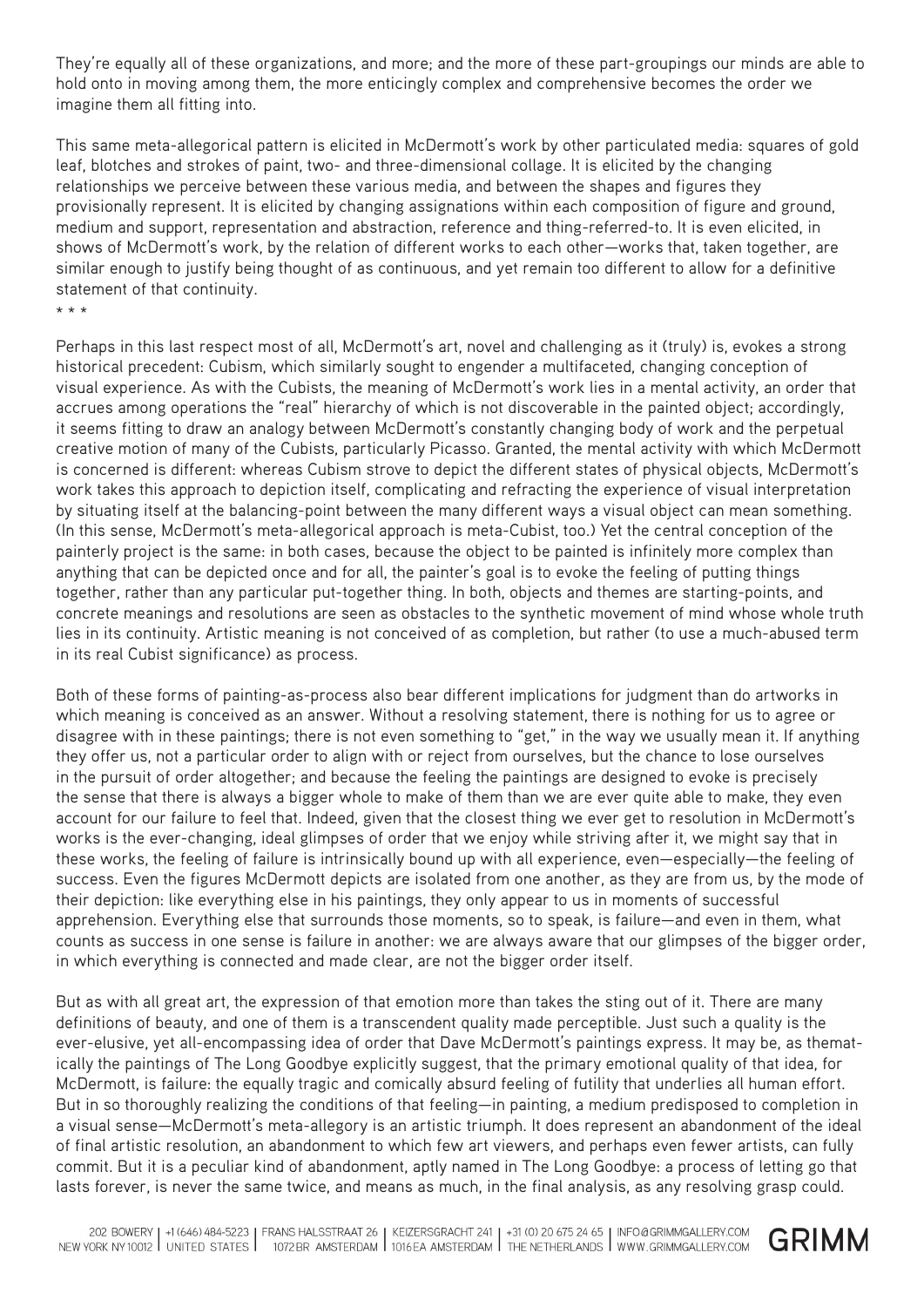They're equally all of these organizations, and more; and the more of these part-groupings our minds are able to hold onto in moving among them, the more enticingly complex and comprehensive becomes the order we imagine them all fitting into.

This same meta-allegorical pattern is elicited in McDermott's work by other particulated media: squares of gold leaf, blotches and strokes of paint, two- and three-dimensional collage. It is elicited by the changing relationships we perceive between these various media, and between the shapes and figures they provisionally represent. It is elicited by changing assignations within each composition of figure and ground, medium and support, representation and abstraction, reference and thing-referred-to. It is even elicited, in shows of McDermott's work, by the relation of different works to each other—works that, taken together, are similar enough to justify being thought of as continuous, and yet remain too different to allow for a definitive statement of that continuity.

\* \* \*

Perhaps in this last respect most of all, McDermott's art, novel and challenging as it (truly) is, evokes a strong historical precedent: Cubism, which similarly sought to engender a multifaceted, changing conception of visual experience. As with the Cubists, the meaning of McDermott's work lies in a mental activity, an order that accrues among operations the "real" hierarchy of which is not discoverable in the painted object; accordingly, it seems fitting to draw an analogy between McDermott's constantly changing body of work and the perpetual creative motion of many of the Cubists, particularly Picasso. Granted, the mental activity with which McDermott is concerned is different: whereas Cubism strove to depict the different states of physical objects, McDermott's work takes this approach to depiction itself, complicating and refracting the experience of visual interpretation by situating itself at the balancing-point between the many different ways a visual object can mean something. (In this sense, McDermott's meta-allegorical approach is meta-Cubist, too.) Yet the central conception of the painterly project is the same: in both cases, because the object to be painted is infinitely more complex than anything that can be depicted once and for all, the painter's goal is to evoke the feeling of putting things together, rather than any particular put-together thing. In both, objects and themes are starting-points, and concrete meanings and resolutions are seen as obstacles to the synthetic movement of mind whose whole truth lies in its continuity. Artistic meaning is not conceived of as completion, but rather (to use a much-abused term in its real Cubist significance) as process.

Both of these forms of painting-as-process also bear different implications for judgment than do artworks in which meaning is conceived as an answer. Without a resolving statement, there is nothing for us to agree or disagree with in these paintings; there is not even something to "get," in the way we usually mean it. If anything they offer us, not a particular order to align with or reject from ourselves, but the chance to lose ourselves in the pursuit of order altogether; and because the feeling the paintings are designed to evoke is precisely the sense that there is always a bigger whole to make of them than we are ever quite able to make, they even account for our failure to feel that. Indeed, given that the closest thing we ever get to resolution in McDermott's works is the ever-changing, ideal glimpses of order that we enjoy while striving after it, we might say that in these works, the feeling of failure is intrinsically bound up with all experience, even—especially—the feeling of success. Even the figures McDermott depicts are isolated from one another, as they are from us, by the mode of their depiction: like everything else in his paintings, they only appear to us in moments of successful apprehension. Everything else that surrounds those moments, so to speak, is failure—and even in them, what counts as success in one sense is failure in another: we are always aware that our glimpses of the bigger order, in which everything is connected and made clear, are not the bigger order itself.

But as with all great art, the expression of that emotion more than takes the sting out of it. There are many definitions of beauty, and one of them is a transcendent quality made perceptible. Just such a quality is the ever-elusive, yet all-encompassing idea of order that Dave McDermott's paintings express. It may be, as thematically the paintings of The Long Goodbye explicitly suggest, that the primary emotional quality of that idea, for McDermott, is failure: the equally tragic and comically absurd feeling of futility that underlies all human effort. But in so thoroughly realizing the conditions of that feeling—in painting, a medium predisposed to completion in a visual sense—McDermott's meta-allegory is an artistic triumph. It does represent an abandonment of the ideal of final artistic resolution, an abandonment to which few art viewers, and perhaps even fewer artists, can fully commit. But it is a peculiar kind of abandonment, aptly named in The Long Goodbye: a process of letting go that lasts forever, is never the same twice, and means as much, in the final analysis, as any resolving grasp could.

202 BOWERY | +1 (646) 484-5223 | FRANS HALSSTRAAT 26 | KEIZERSGRACHT 241 | +31 (0) 20 675 24 65 | INFO@GRIMMGALLERY.COM
NEW YORK NY 10012 | UNITED STATES | 1072BR AMSTERDAM | 1016EA AMSTERDAM | THE NETHERLANDS | WWW.GRIMMGALLERY.COM

GRIMM